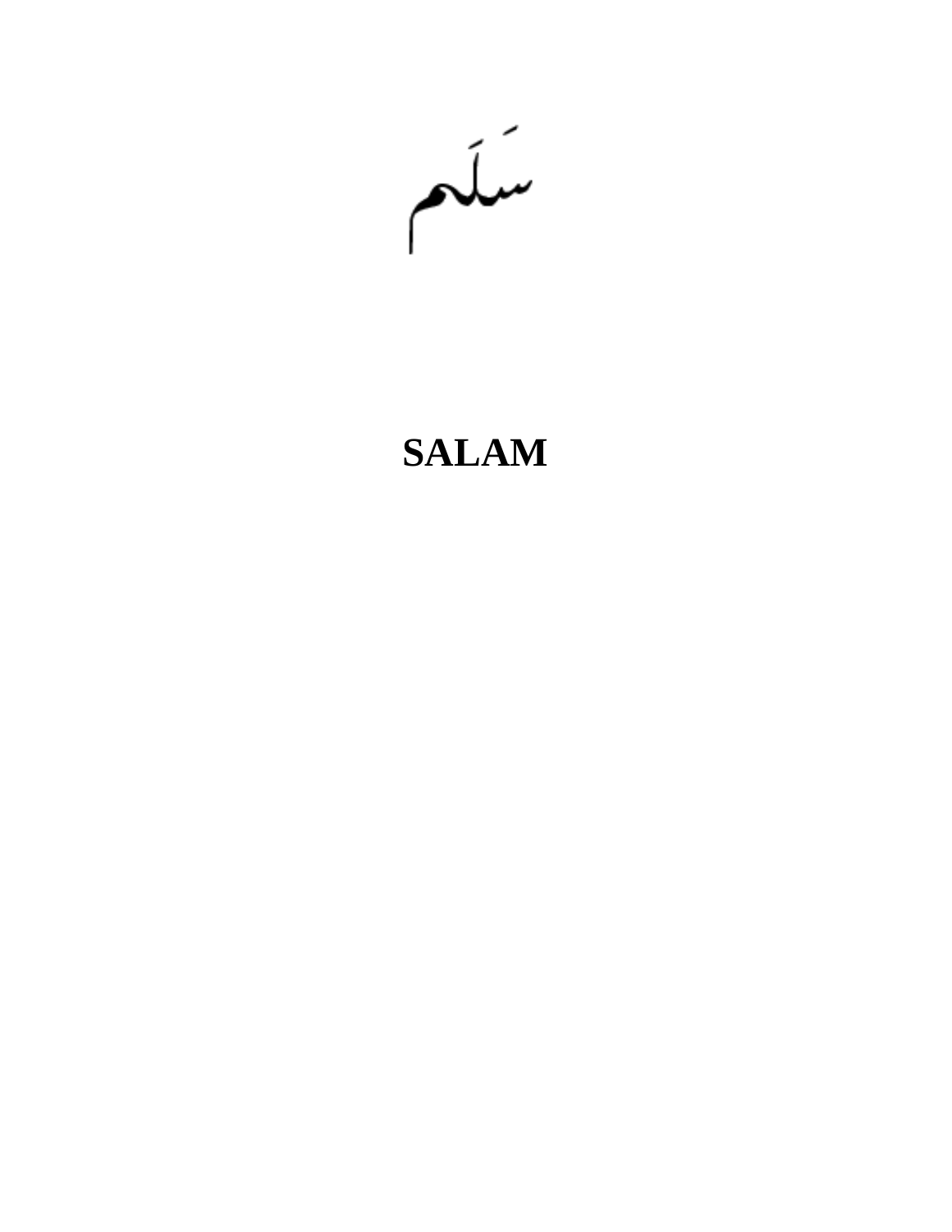سَلَم

# SALAM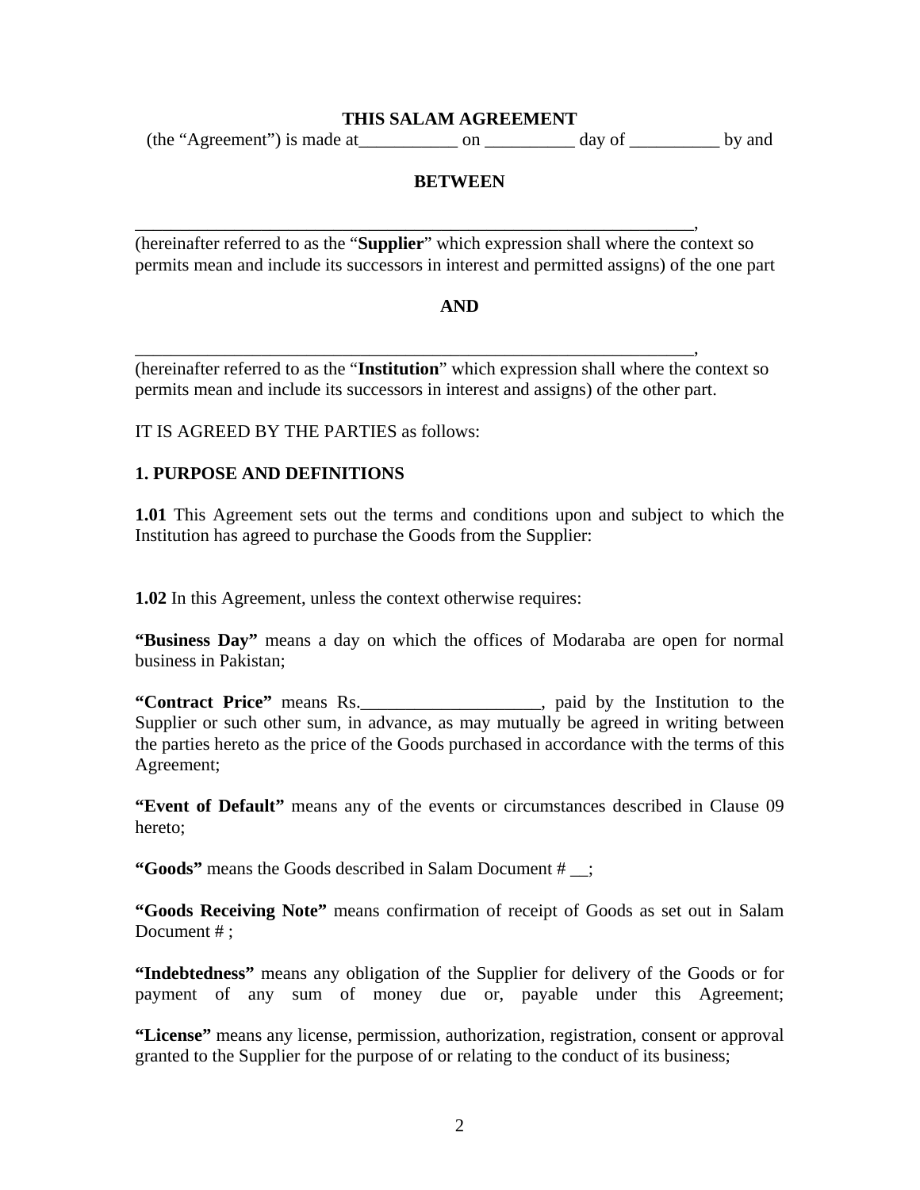**THIS SALAM AGREEMENT**

(the "Agreement") is made at___________ on __________ day of __________ by and

**BETWEEN**

_________________________________________________________________,
(hereinafter referred to as the "**Supplier**" which expression shall where the context so permits mean and include its successors in interest and permitted assigns) of the one part

**AND**

_________________________________________________________________,
(hereinafter referred to as the "**Institution**" which expression shall where the context so permits mean and include its successors in interest and assigns) of the other part.

IT IS AGREED BY THE PARTIES as follows:

**1. PURPOSE AND DEFINITIONS**

**1.01** This Agreement sets out the terms and conditions upon and subject to which the Institution has agreed to purchase the Goods from the Supplier:

**1.02** In this Agreement, unless the context otherwise requires:

**"Business Day"** means a day on which the offices of Modaraba are open for normal business in Pakistan;

**"Contract Price"** means Rs.____________________, paid by the Institution to the Supplier or such other sum, in advance, as may mutually be agreed in writing between the parties hereto as the price of the Goods purchased in accordance with the terms of this Agreement;

**"Event of Default"** means any of the events or circumstances described in Clause 09 hereto;

**"Goods"** means the Goods described in Salam Document # __;

**"Goods Receiving Note"** means confirmation of receipt of Goods as set out in Salam Document # ;

**"Indebtedness"** means any obligation of the Supplier for delivery of the Goods or for payment of any sum of money due or, payable under this Agreement;

**"License"** means any license, permission, authorization, registration, consent or approval granted to the Supplier for the purpose of or relating to the conduct of its business;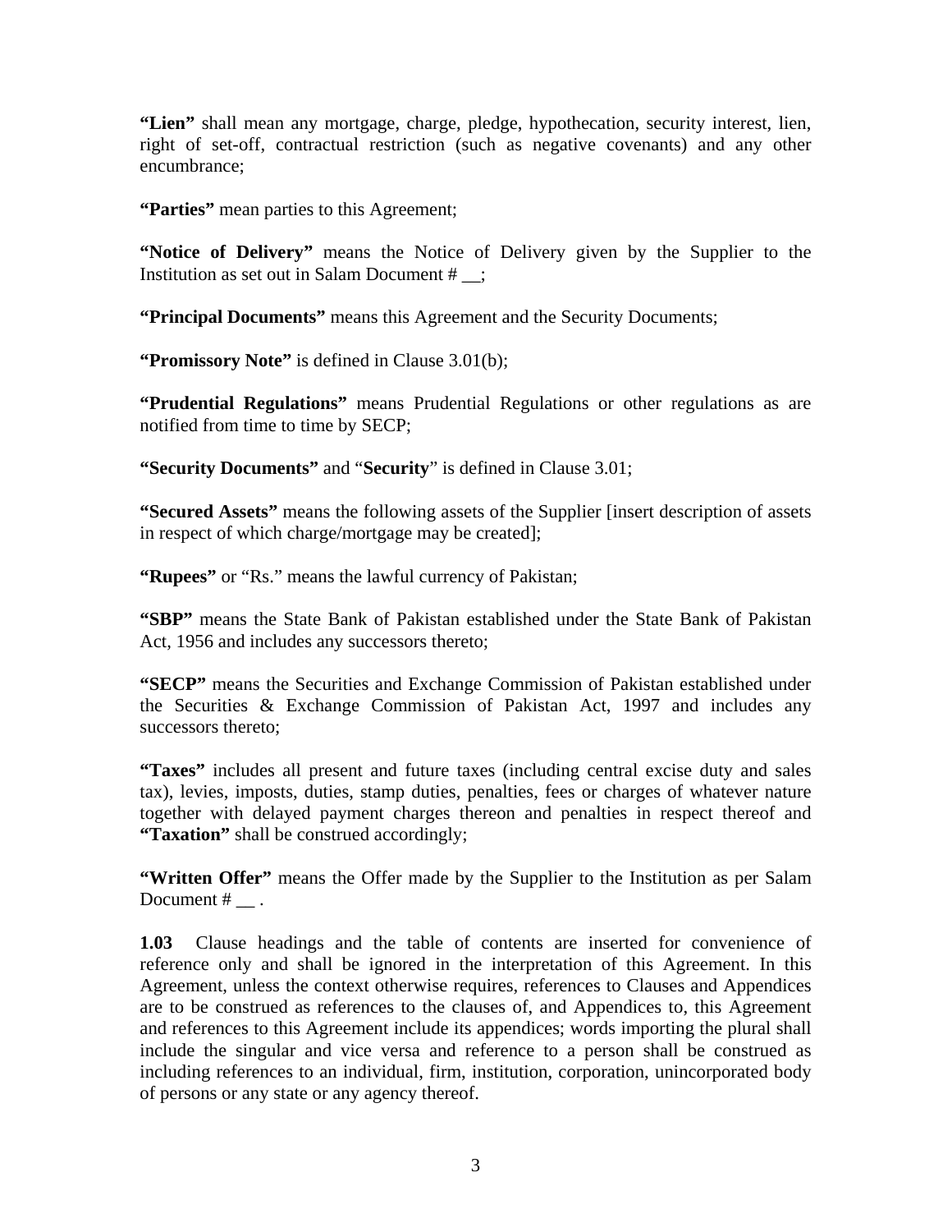**"Lien"** shall mean any mortgage, charge, pledge, hypothecation, security interest, lien, right of set-off, contractual restriction (such as negative covenants) and any other encumbrance;

**"Parties"** mean parties to this Agreement;

**"Notice of Delivery"** means the Notice of Delivery given by the Supplier to the Institution as set out in Salam Document # __;

**"Principal Documents"** means this Agreement and the Security Documents;

**"Promissory Note"** is defined in Clause 3.01(b);

**"Prudential Regulations"** means Prudential Regulations or other regulations as are notified from time to time by SECP;

**"Security Documents"** and "**Security**" is defined in Clause 3.01;

**"Secured Assets"** means the following assets of the Supplier [insert description of assets in respect of which charge/mortgage may be created];

**"Rupees"** or "Rs." means the lawful currency of Pakistan;

**"SBP"** means the State Bank of Pakistan established under the State Bank of Pakistan Act, 1956 and includes any successors thereto;

**"SECP"** means the Securities and Exchange Commission of Pakistan established under the Securities & Exchange Commission of Pakistan Act, 1997 and includes any successors thereto;

**"Taxes"** includes all present and future taxes (including central excise duty and sales tax), levies, imposts, duties, stamp duties, penalties, fees or charges of whatever nature together with delayed payment charges thereon and penalties in respect thereof and **"Taxation"** shall be construed accordingly;

**"Written Offer"** means the Offer made by the Supplier to the Institution as per Salam Document # __ .

**1.03** Clause headings and the table of contents are inserted for convenience of reference only and shall be ignored in the interpretation of this Agreement. In this Agreement, unless the context otherwise requires, references to Clauses and Appendices are to be construed as references to the clauses of, and Appendices to, this Agreement and references to this Agreement include its appendices; words importing the plural shall include the singular and vice versa and reference to a person shall be construed as including references to an individual, firm, institution, corporation, unincorporated body of persons or any state or any agency thereof.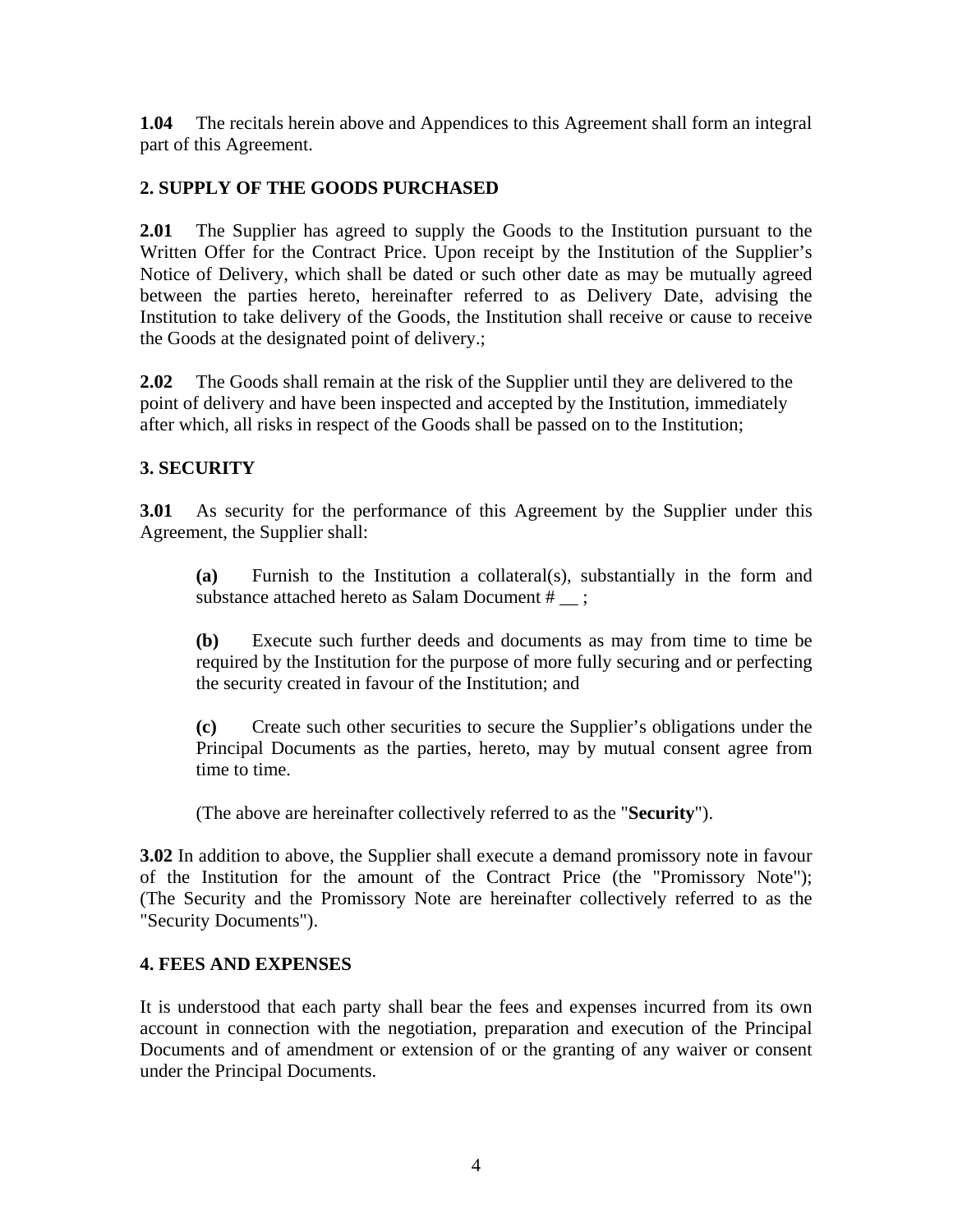**1.04** The recitals herein above and Appendices to this Agreement shall form an integral part of this Agreement.

## 2. SUPPLY OF THE GOODS PURCHASED

**2.01** The Supplier has agreed to supply the Goods to the Institution pursuant to the Written Offer for the Contract Price. Upon receipt by the Institution of the Supplier's Notice of Delivery, which shall be dated or such other date as may be mutually agreed between the parties hereto, hereinafter referred to as Delivery Date, advising the Institution to take delivery of the Goods, the Institution shall receive or cause to receive the Goods at the designated point of delivery.;

**2.02** The Goods shall remain at the risk of the Supplier until they are delivered to the point of delivery and have been inspected and accepted by the Institution, immediately after which, all risks in respect of the Goods shall be passed on to the Institution;

## 3. SECURITY

**3.01** As security for the performance of this Agreement by the Supplier under this Agreement, the Supplier shall:

> **(a)** Furnish to the Institution a collateral(s), substantially in the form and substance attached hereto as Salam Document # __ ;
>
> **(b)** Execute such further deeds and documents as may from time to time be required by the Institution for the purpose of more fully securing and or perfecting the security created in favour of the Institution; and
>
> **(c)** Create such other securities to secure the Supplier's obligations under the Principal Documents as the parties, hereto, may by mutual consent agree from time to time.
>
> (The above are hereinafter collectively referred to as the "**Security**").

**3.02** In addition to above, the Supplier shall execute a demand promissory note in favour of the Institution for the amount of the Contract Price (the "Promissory Note"); (The Security and the Promissory Note are hereinafter collectively referred to as the "Security Documents").

## 4. FEES AND EXPENSES

It is understood that each party shall bear the fees and expenses incurred from its own account in connection with the negotiation, preparation and execution of the Principal Documents and of amendment or extension of or the granting of any waiver or consent under the Principal Documents.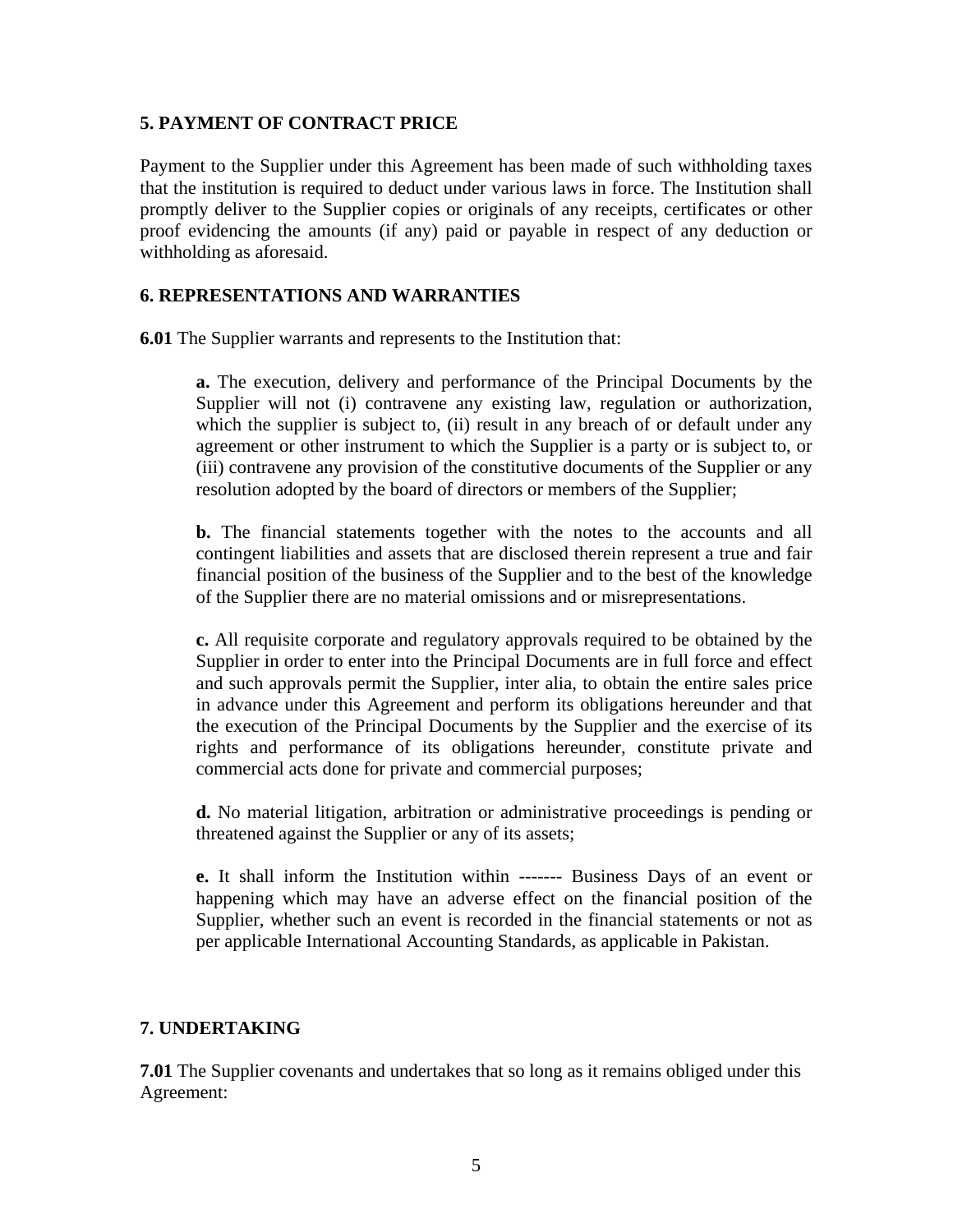## 5. PAYMENT OF CONTRACT PRICE

Payment to the Supplier under this Agreement has been made of such withholding taxes that the institution is required to deduct under various laws in force. The Institution shall promptly deliver to the Supplier copies or originals of any receipts, certificates or other proof evidencing the amounts (if any) paid or payable in respect of any deduction or withholding as aforesaid.

## 6. REPRESENTATIONS AND WARRANTIES

**6.01** The Supplier warrants and represents to the Institution that:

> **a.** The execution, delivery and performance of the Principal Documents by the Supplier will not (i) contravene any existing law, regulation or authorization, which the supplier is subject to, (ii) result in any breach of or default under any agreement or other instrument to which the Supplier is a party or is subject to, or (iii) contravene any provision of the constitutive documents of the Supplier or any resolution adopted by the board of directors or members of the Supplier;
>
> **b.** The financial statements together with the notes to the accounts and all contingent liabilities and assets that are disclosed therein represent a true and fair financial position of the business of the Supplier and to the best of the knowledge of the Supplier there are no material omissions and or misrepresentations.
>
> **c.** All requisite corporate and regulatory approvals required to be obtained by the Supplier in order to enter into the Principal Documents are in full force and effect and such approvals permit the Supplier, inter alia, to obtain the entire sales price in advance under this Agreement and perform its obligations hereunder and that the execution of the Principal Documents by the Supplier and the exercise of its rights and performance of its obligations hereunder, constitute private and commercial acts done for private and commercial purposes;
>
> **d.** No material litigation, arbitration or administrative proceedings is pending or threatened against the Supplier or any of its assets;
>
> **e.** It shall inform the Institution within ------- Business Days of an event or happening which may have an adverse effect on the financial position of the Supplier, whether such an event is recorded in the financial statements or not as per applicable International Accounting Standards, as applicable in Pakistan.

## 7. UNDERTAKING

**7.01** The Supplier covenants and undertakes that so long as it remains obliged under this Agreement: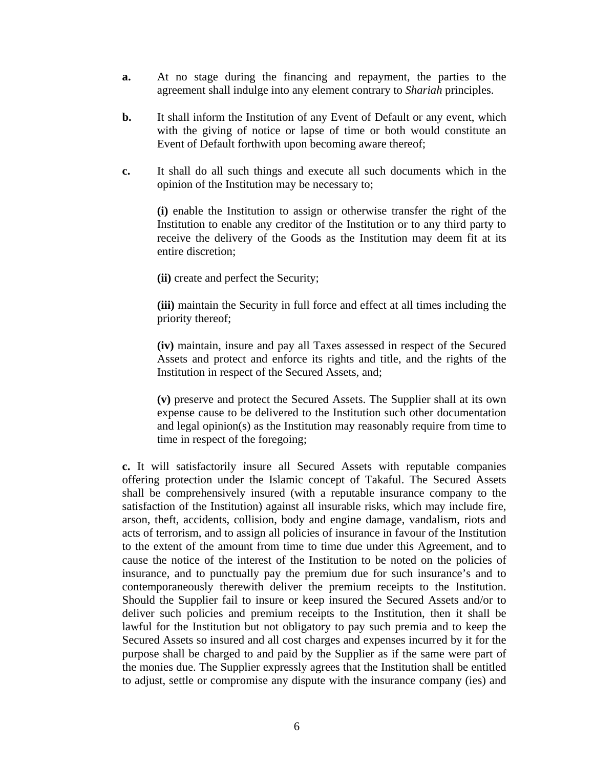**a.** At no stage during the financing and repayment, the parties to the agreement shall indulge into any element contrary to *Shariah* principles.

**b.** It shall inform the Institution of any Event of Default or any event, which with the giving of notice or lapse of time or both would constitute an Event of Default forthwith upon becoming aware thereof;

**c.** It shall do all such things and execute all such documents which in the opinion of the Institution may be necessary to;

> **(i)** enable the Institution to assign or otherwise transfer the right of the Institution to enable any creditor of the Institution or to any third party to receive the delivery of the Goods as the Institution may deem fit at its entire discretion;
>
> **(ii)** create and perfect the Security;
>
> **(iii)** maintain the Security in full force and effect at all times including the priority thereof;
>
> **(iv)** maintain, insure and pay all Taxes assessed in respect of the Secured Assets and protect and enforce its rights and title, and the rights of the Institution in respect of the Secured Assets, and;
>
> **(v)** preserve and protect the Secured Assets. The Supplier shall at its own expense cause to be delivered to the Institution such other documentation and legal opinion(s) as the Institution may reasonably require from time to time in respect of the foregoing;

**c.** It will satisfactorily insure all Secured Assets with reputable companies offering protection under the Islamic concept of Takaful. The Secured Assets shall be comprehensively insured (with a reputable insurance company to the satisfaction of the Institution) against all insurable risks, which may include fire, arson, theft, accidents, collision, body and engine damage, vandalism, riots and acts of terrorism, and to assign all policies of insurance in favour of the Institution to the extent of the amount from time to time due under this Agreement, and to cause the notice of the interest of the Institution to be noted on the policies of insurance, and to punctually pay the premium due for such insurance's and to contemporaneously therewith deliver the premium receipts to the Institution. Should the Supplier fail to insure or keep insured the Secured Assets and/or to deliver such policies and premium receipts to the Institution, then it shall be lawful for the Institution but not obligatory to pay such premia and to keep the Secured Assets so insured and all cost charges and expenses incurred by it for the purpose shall be charged to and paid by the Supplier as if the same were part of the monies due. The Supplier expressly agrees that the Institution shall be entitled to adjust, settle or compromise any dispute with the insurance company (ies) and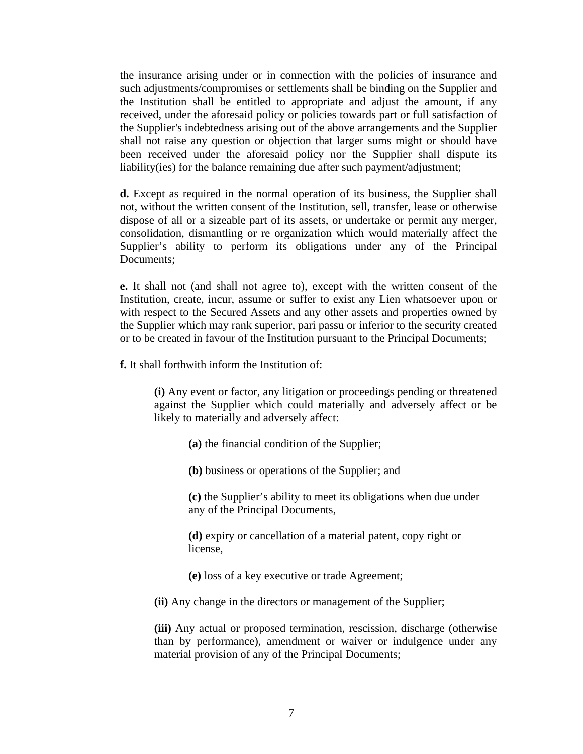the insurance arising under or in connection with the policies of insurance and such adjustments/compromises or settlements shall be binding on the Supplier and the Institution shall be entitled to appropriate and adjust the amount, if any received, under the aforesaid policy or policies towards part or full satisfaction of the Supplier's indebtedness arising out of the above arrangements and the Supplier shall not raise any question or objection that larger sums might or should have been received under the aforesaid policy nor the Supplier shall dispute its liability(ies) for the balance remaining due after such payment/adjustment;

**d.** Except as required in the normal operation of its business, the Supplier shall not, without the written consent of the Institution, sell, transfer, lease or otherwise dispose of all or a sizeable part of its assets, or undertake or permit any merger, consolidation, dismantling or re organization which would materially affect the Supplier's ability to perform its obligations under any of the Principal Documents;

**e.** It shall not (and shall not agree to), except with the written consent of the Institution, create, incur, assume or suffer to exist any Lien whatsoever upon or with respect to the Secured Assets and any other assets and properties owned by the Supplier which may rank superior, pari passu or inferior to the security created or to be created in favour of the Institution pursuant to the Principal Documents;

**f.** It shall forthwith inform the Institution of:

> **(i)** Any event or factor, any litigation or proceedings pending or threatened against the Supplier which could materially and adversely affect or be likely to materially and adversely affect:
>
> > **(a)** the financial condition of the Supplier;
> >
> > **(b)** business or operations of the Supplier; and
> >
> > **(c)** the Supplier's ability to meet its obligations when due under any of the Principal Documents,
> >
> > **(d)** expiry or cancellation of a material patent, copy right or license,
> >
> > **(e)** loss of a key executive or trade Agreement;
>
> **(ii)** Any change in the directors or management of the Supplier;
>
> **(iii)** Any actual or proposed termination, rescission, discharge (otherwise than by performance), amendment or waiver or indulgence under any material provision of any of the Principal Documents;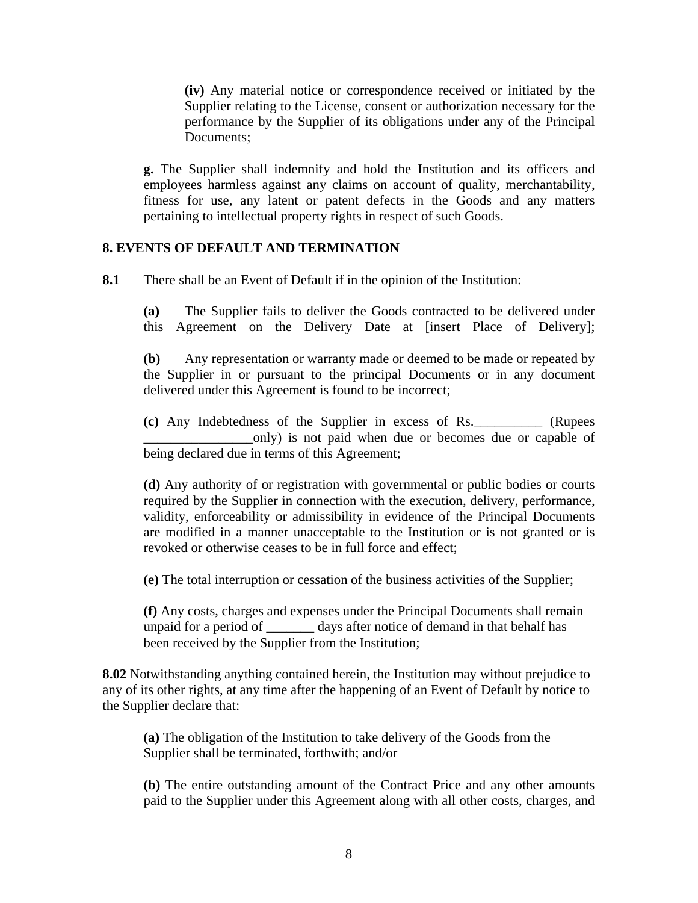**(iv)** Any material notice or correspondence received or initiated by the Supplier relating to the License, consent or authorization necessary for the performance by the Supplier of its obligations under any of the Principal Documents;

**g.** The Supplier shall indemnify and hold the Institution and its officers and employees harmless against any claims on account of quality, merchantability, fitness for use, any latent or patent defects in the Goods and any matters pertaining to intellectual property rights in respect of such Goods.

## 8. EVENTS OF DEFAULT AND TERMINATION

**8.1** There shall be an Event of Default if in the opinion of the Institution:

**(a)** The Supplier fails to deliver the Goods contracted to be delivered under this Agreement on the Delivery Date at [insert Place of Delivery];

**(b)** Any representation or warranty made or deemed to be made or repeated by the Supplier in or pursuant to the principal Documents or in any document delivered under this Agreement is found to be incorrect;

**(c)** Any Indebtedness of the Supplier in excess of Rs.__________ (Rupees ________________only) is not paid when due or becomes due or capable of being declared due in terms of this Agreement;

**(d)** Any authority of or registration with governmental or public bodies or courts required by the Supplier in connection with the execution, delivery, performance, validity, enforceability or admissibility in evidence of the Principal Documents are modified in a manner unacceptable to the Institution or is not granted or is revoked or otherwise ceases to be in full force and effect;

**(e)** The total interruption or cessation of the business activities of the Supplier;

**(f)** Any costs, charges and expenses under the Principal Documents shall remain unpaid for a period of _______ days after notice of demand in that behalf has been received by the Supplier from the Institution;

**8.02** Notwithstanding anything contained herein, the Institution may without prejudice to any of its other rights, at any time after the happening of an Event of Default by notice to the Supplier declare that:

**(a)** The obligation of the Institution to take delivery of the Goods from the Supplier shall be terminated, forthwith; and/or

**(b)** The entire outstanding amount of the Contract Price and any other amounts paid to the Supplier under this Agreement along with all other costs, charges, and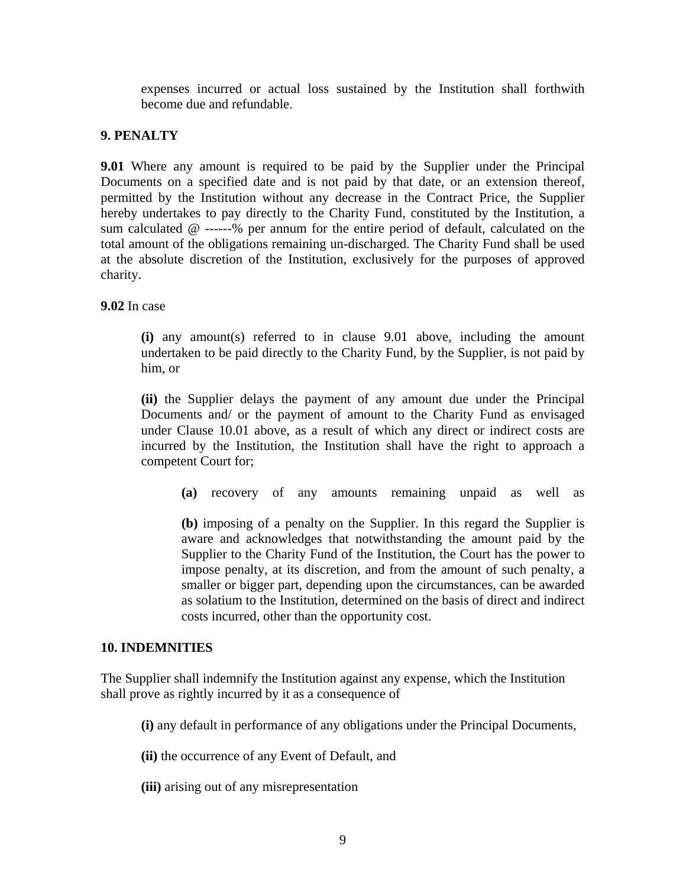expenses incurred or actual loss sustained by the Institution shall forthwith become due and refundable.

**9. PENALTY**

**9.01** Where any amount is required to be paid by the Supplier under the Principal Documents on a specified date and is not paid by that date, or an extension thereof, permitted by the Institution without any decrease in the Contract Price, the Supplier hereby undertakes to pay directly to the Charity Fund, constituted by the Institution, a sum calculated @ ------% per annum for the entire period of default, calculated on the total amount of the obligations remaining un-discharged. The Charity Fund shall be used at the absolute discretion of the Institution, exclusively for the purposes of approved charity.

**9.02** In case

> **(i)** any amount(s) referred to in clause 9.01 above, including the amount undertaken to be paid directly to the Charity Fund, by the Supplier, is not paid by him, or
>
> **(ii)** the Supplier delays the payment of any amount due under the Principal Documents and/ or the payment of amount to the Charity Fund as envisaged under Clause 10.01 above, as a result of which any direct or indirect costs are incurred by the Institution, the Institution shall have the right to approach a competent Court for;
>
> > **(a)** recovery of any amounts remaining unpaid as well as
> >
> > **(b)** imposing of a penalty on the Supplier. In this regard the Supplier is aware and acknowledges that notwithstanding the amount paid by the Supplier to the Charity Fund of the Institution, the Court has the power to impose penalty, at its discretion, and from the amount of such penalty, a smaller or bigger part, depending upon the circumstances, can be awarded as solatium to the Institution, determined on the basis of direct and indirect costs incurred, other than the opportunity cost.

**10. INDEMNITIES**

The Supplier shall indemnify the Institution against any expense, which the Institution shall prove as rightly incurred by it as a consequence of

> **(i)** any default in performance of any obligations under the Principal Documents,
>
> **(ii)** the occurrence of any Event of Default, and
>
> **(iii)** arising out of any misrepresentation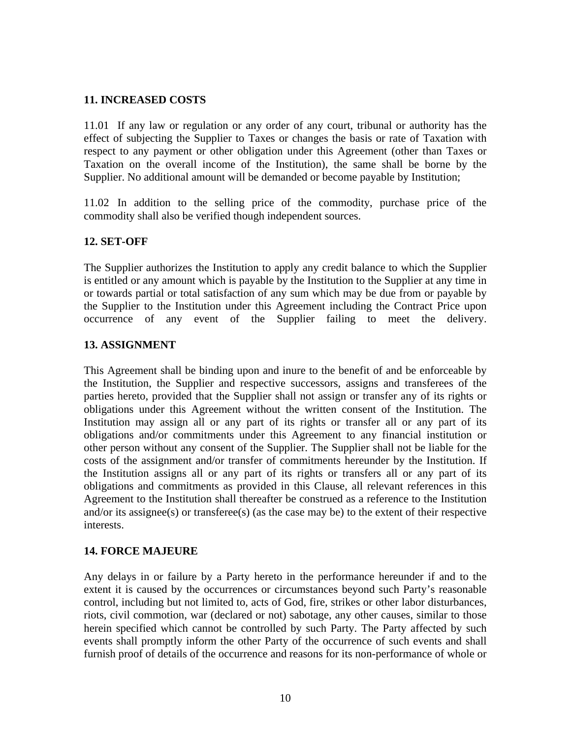## 11. INCREASED COSTS

11.01 If any law or regulation or any order of any court, tribunal or authority has the effect of subjecting the Supplier to Taxes or changes the basis or rate of Taxation with respect to any payment or other obligation under this Agreement (other than Taxes or Taxation on the overall income of the Institution), the same shall be borne by the Supplier. No additional amount will be demanded or become payable by Institution;

11.02 In addition to the selling price of the commodity, purchase price of the commodity shall also be verified though independent sources.

## 12. SET-OFF

The Supplier authorizes the Institution to apply any credit balance to which the Supplier is entitled or any amount which is payable by the Institution to the Supplier at any time in or towards partial or total satisfaction of any sum which may be due from or payable by the Supplier to the Institution under this Agreement including the Contract Price upon occurrence of any event of the Supplier failing to meet the delivery.

## 13. ASSIGNMENT

This Agreement shall be binding upon and inure to the benefit of and be enforceable by the Institution, the Supplier and respective successors, assigns and transferees of the parties hereto, provided that the Supplier shall not assign or transfer any of its rights or obligations under this Agreement without the written consent of the Institution. The Institution may assign all or any part of its rights or transfer all or any part of its obligations and/or commitments under this Agreement to any financial institution or other person without any consent of the Supplier. The Supplier shall not be liable for the costs of the assignment and/or transfer of commitments hereunder by the Institution. If the Institution assigns all or any part of its rights or transfers all or any part of its obligations and commitments as provided in this Clause, all relevant references in this Agreement to the Institution shall thereafter be construed as a reference to the Institution and/or its assignee(s) or transferee(s) (as the case may be) to the extent of their respective interests.

## 14. FORCE MAJEURE

Any delays in or failure by a Party hereto in the performance hereunder if and to the extent it is caused by the occurrences or circumstances beyond such Party's reasonable control, including but not limited to, acts of God, fire, strikes or other labor disturbances, riots, civil commotion, war (declared or not) sabotage, any other causes, similar to those herein specified which cannot be controlled by such Party. The Party affected by such events shall promptly inform the other Party of the occurrence of such events and shall furnish proof of details of the occurrence and reasons for its non-performance of whole or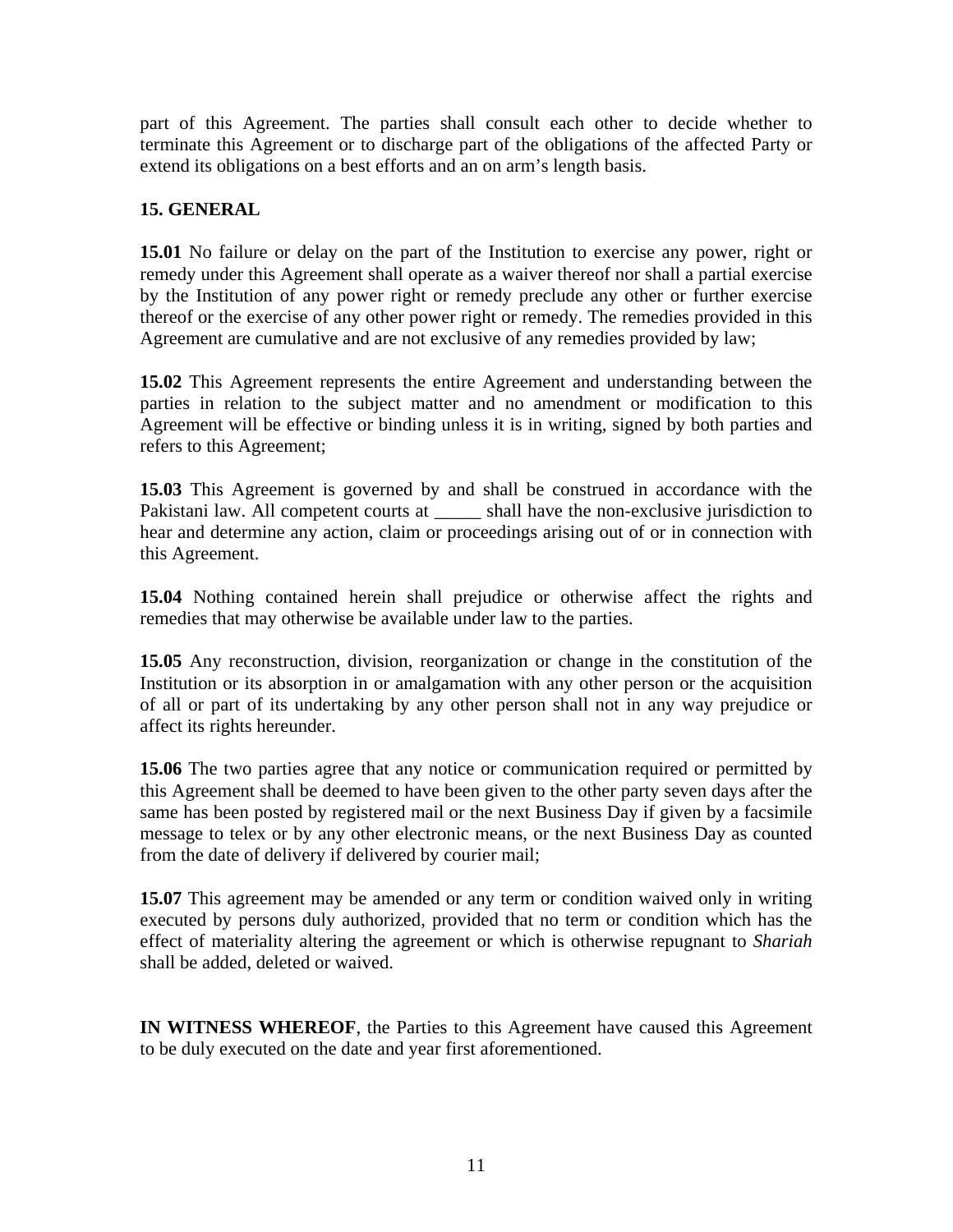part of this Agreement. The parties shall consult each other to decide whether to terminate this Agreement or to discharge part of the obligations of the affected Party or extend its obligations on a best efforts and an on arm's length basis.

## 15. GENERAL

**15.01** No failure or delay on the part of the Institution to exercise any power, right or remedy under this Agreement shall operate as a waiver thereof nor shall a partial exercise by the Institution of any power right or remedy preclude any other or further exercise thereof or the exercise of any other power right or remedy. The remedies provided in this Agreement are cumulative and are not exclusive of any remedies provided by law;

**15.02** This Agreement represents the entire Agreement and understanding between the parties in relation to the subject matter and no amendment or modification to this Agreement will be effective or binding unless it is in writing, signed by both parties and refers to this Agreement;

**15.03** This Agreement is governed by and shall be construed in accordance with the Pakistani law. All competent courts at _____ shall have the non-exclusive jurisdiction to hear and determine any action, claim or proceedings arising out of or in connection with this Agreement.

**15.04** Nothing contained herein shall prejudice or otherwise affect the rights and remedies that may otherwise be available under law to the parties.

**15.05** Any reconstruction, division, reorganization or change in the constitution of the Institution or its absorption in or amalgamation with any other person or the acquisition of all or part of its undertaking by any other person shall not in any way prejudice or affect its rights hereunder.

**15.06** The two parties agree that any notice or communication required or permitted by this Agreement shall be deemed to have been given to the other party seven days after the same has been posted by registered mail or the next Business Day if given by a facsimile message to telex or by any other electronic means, or the next Business Day as counted from the date of delivery if delivered by courier mail;

**15.07** This agreement may be amended or any term or condition waived only in writing executed by persons duly authorized, provided that no term or condition which has the effect of materiality altering the agreement or which is otherwise repugnant to *Shariah* shall be added, deleted or waived.

**IN WITNESS WHEREOF**, the Parties to this Agreement have caused this Agreement to be duly executed on the date and year first aforementioned.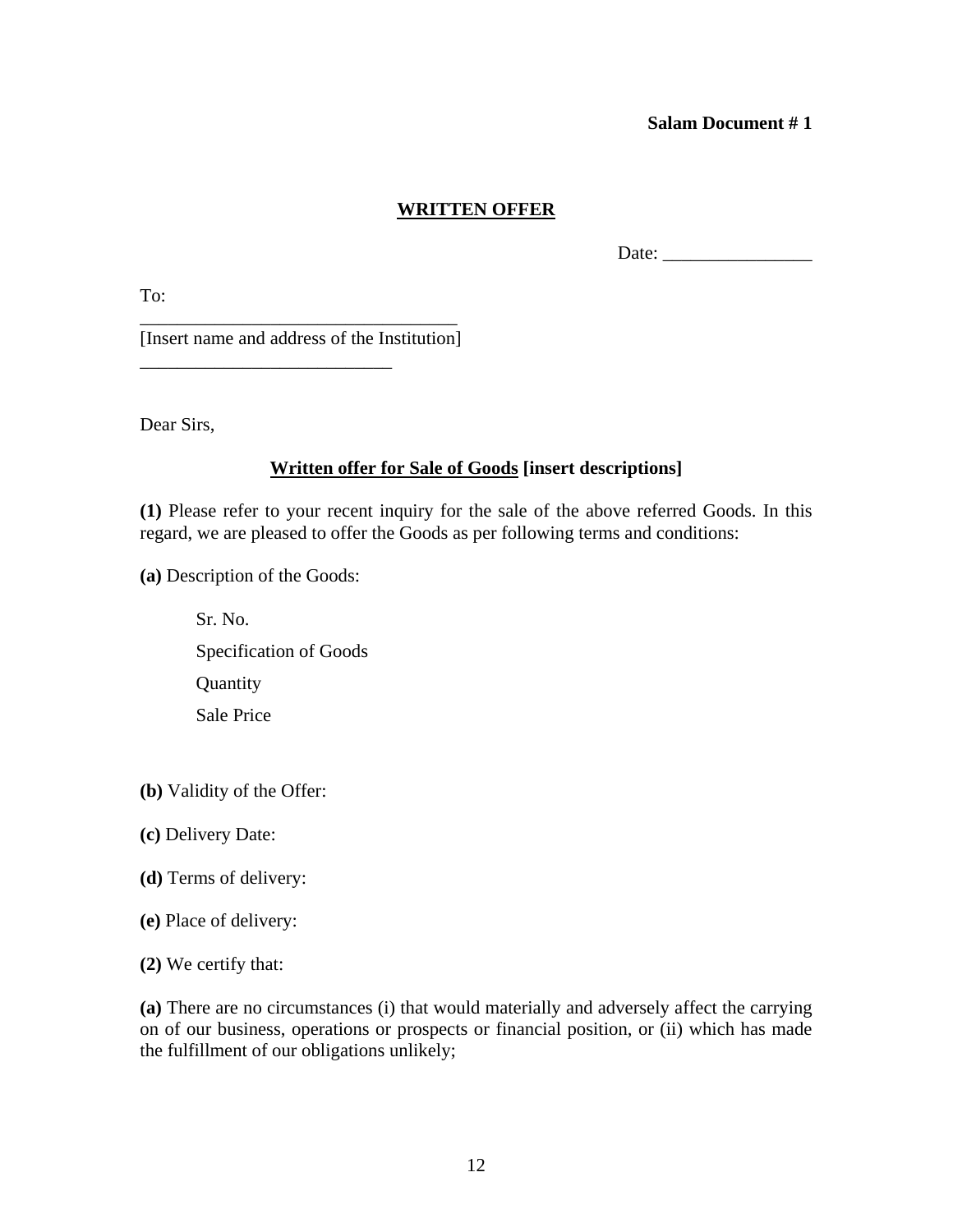**Salam Document # 1**

**WRITTEN OFFER**

Date: ________________

To:

___________________________________
[Insert name and address of the Institution]
___________________________

Dear Sirs,

**Written offer for Sale of Goods [insert descriptions]**

**(1)** Please refer to your recent inquiry for the sale of the above referred Goods. In this regard, we are pleased to offer the Goods as per following terms and conditions:

**(a)** Description of the Goods:

Sr. No.

Specification of Goods

Quantity

Sale Price

**(b)** Validity of the Offer:

**(c)** Delivery Date:

**(d)** Terms of delivery:

**(e)** Place of delivery:

**(2)** We certify that:

**(a)** There are no circumstances (i) that would materially and adversely affect the carrying on of our business, operations or prospects or financial position, or (ii) which has made the fulfillment of our obligations unlikely;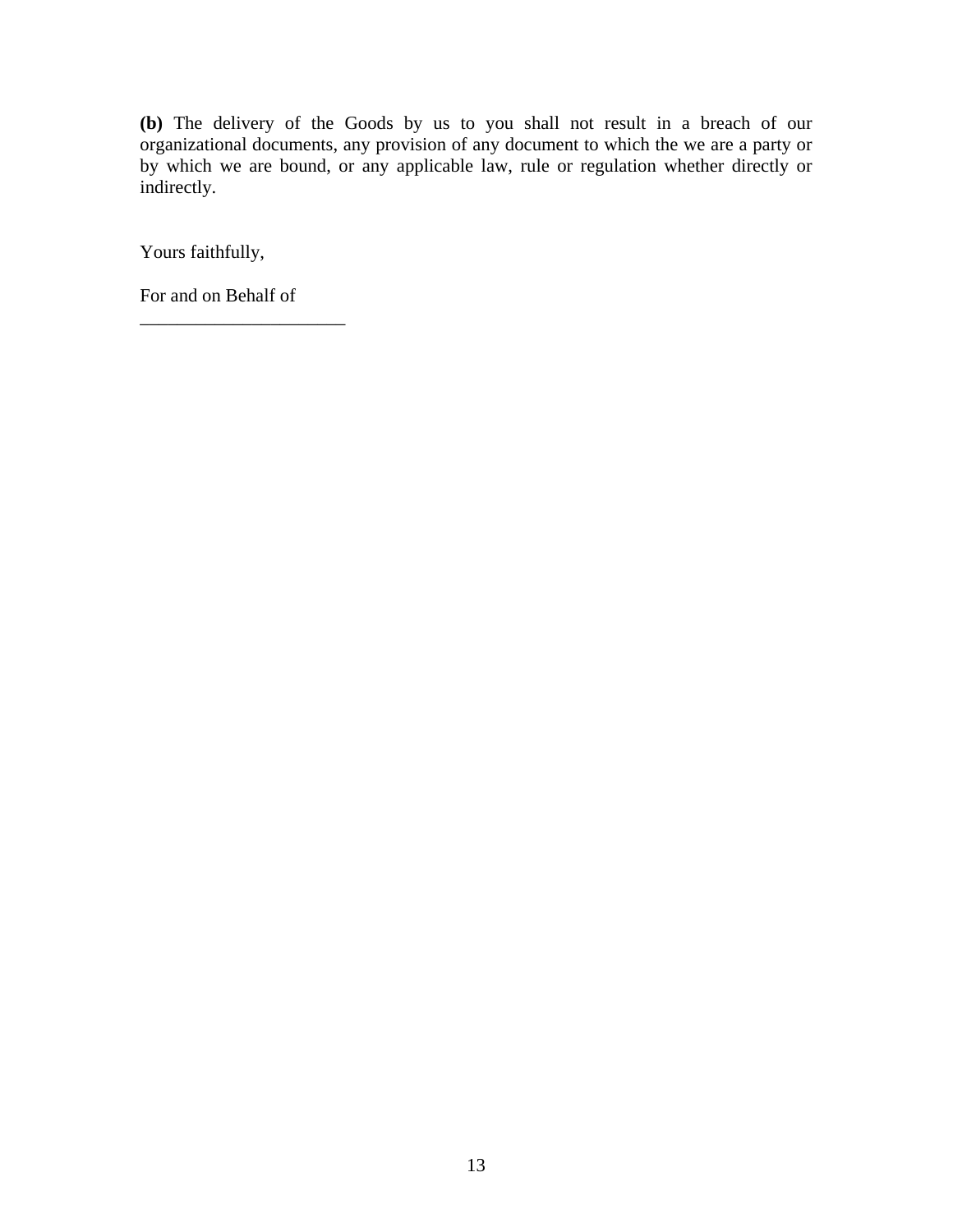**(b)** The delivery of the Goods by us to you shall not result in a breach of our organizational documents, any provision of any document to which the we are a party or by which we are bound, or any applicable law, rule or regulation whether directly or indirectly.

Yours faithfully,

For and on Behalf of
______________________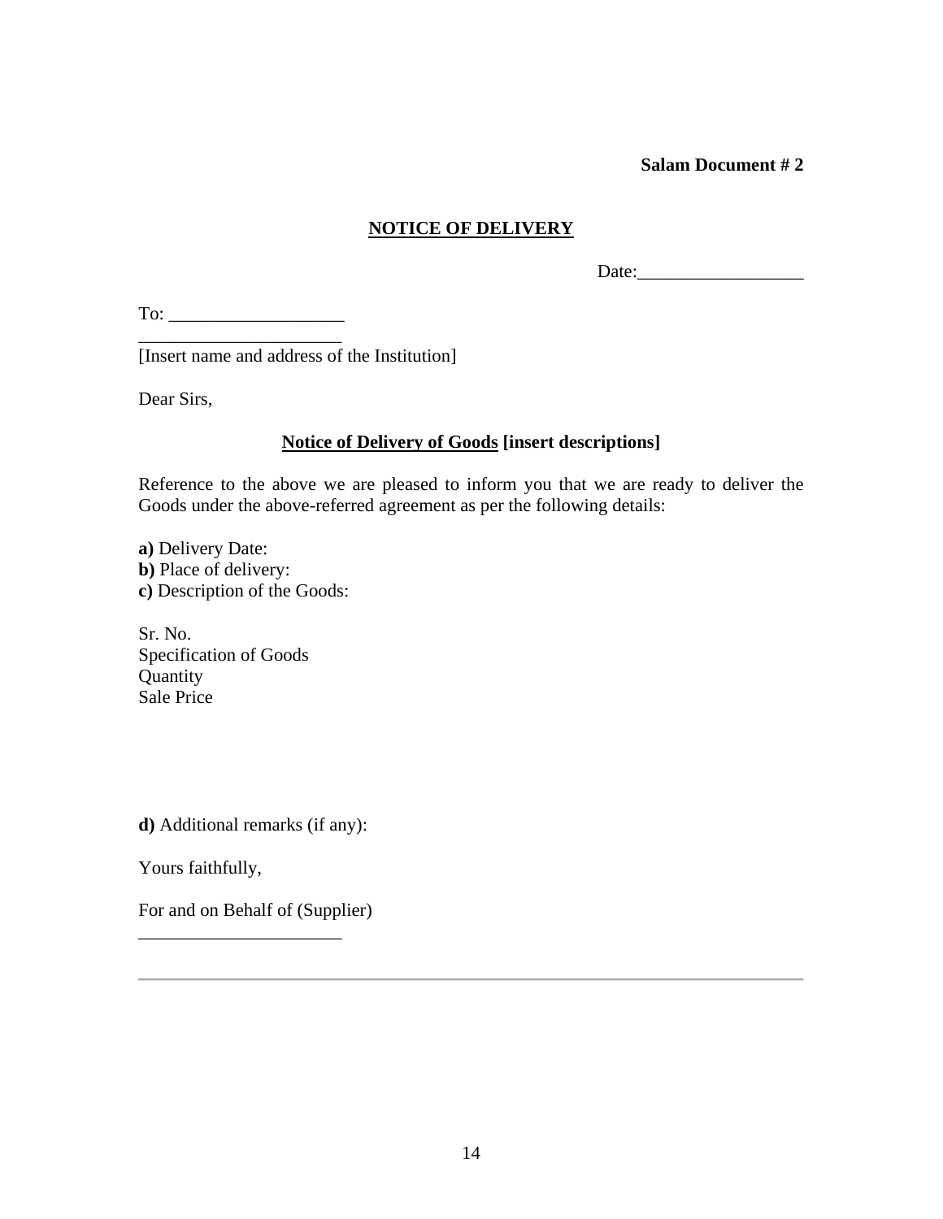**Salam Document # 2**

## NOTICE OF DELIVERY

Date:__________________

To: ___________________
______________________
[Insert name and address of the Institution]

Dear Sirs,

**Notice of Delivery of Goods [insert descriptions]**

Reference to the above we are pleased to inform you that we are ready to deliver the Goods under the above-referred agreement as per the following details:

**a)** Delivery Date:
**b)** Place of delivery:
**c)** Description of the Goods:

Sr. No.
Specification of Goods
Quantity
Sale Price

**d)** Additional remarks (if any):

Yours faithfully,

For and on Behalf of (Supplier)
______________________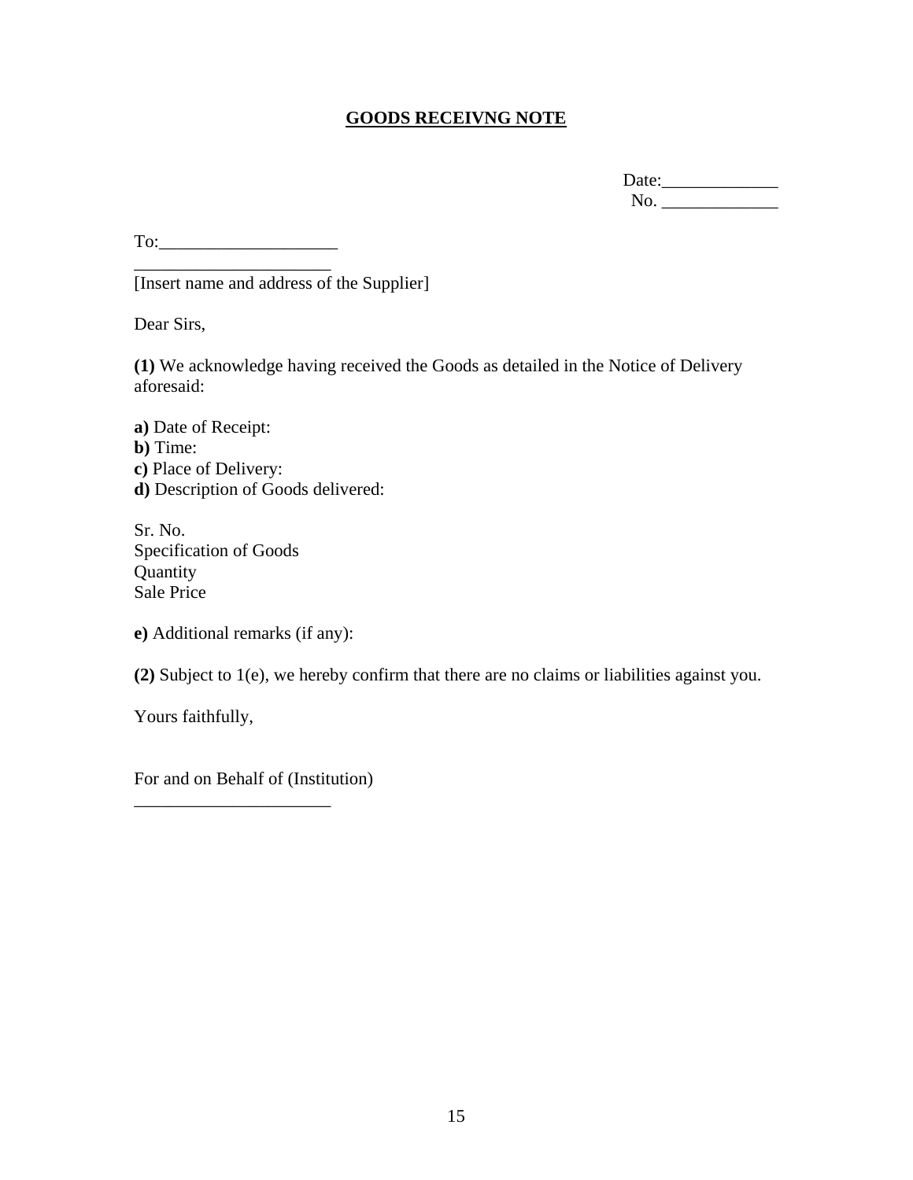# GOODS RECEIVNG NOTE

Date:_____________
No. _____________

To:____________________
______________________
[Insert name and address of the Supplier]

Dear Sirs,

**(1)** We acknowledge having received the Goods as detailed in the Notice of Delivery aforesaid:

**a)** Date of Receipt:
**b)** Time:
**c)** Place of Delivery:
**d)** Description of Goods delivered:

Sr. No.
Specification of Goods
Quantity
Sale Price

**e)** Additional remarks (if any):

**(2)** Subject to 1(e), we hereby confirm that there are no claims or liabilities against you.

Yours faithfully,

For and on Behalf of (Institution)
______________________